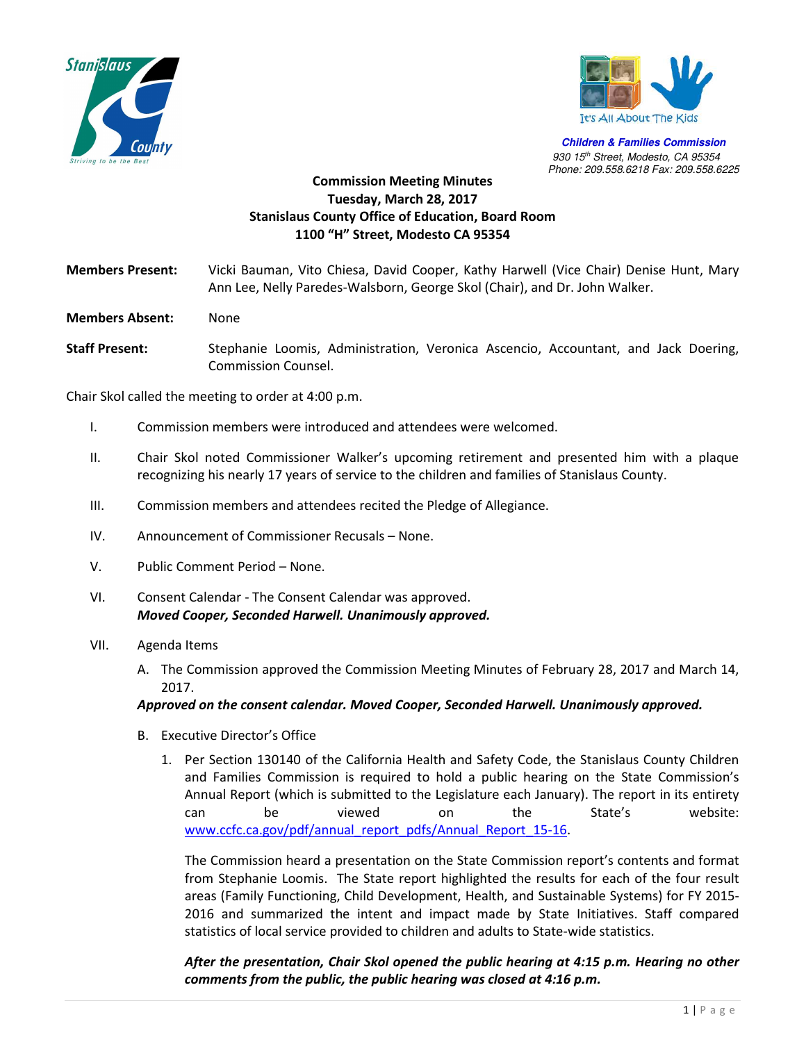Stanislaus County
Striving to be the Best

It's All About The Kids

**Children & Families Commission**
930 15th Street, Modesto, CA 95354
Phone: 209.558.6218 Fax: 209.558.6225

**Commission Meeting Minutes**
**Tuesday, March 28, 2017**
**Stanislaus County Office of Education, Board Room**
**1100 "H" Street, Modesto CA 95354**

**Members Present:** Vicki Bauman, Vito Chiesa, David Cooper, Kathy Harwell (Vice Chair) Denise Hunt, Mary Ann Lee, Nelly Paredes-Walsborn, George Skol (Chair), and Dr. John Walker.

**Members Absent:** None

**Staff Present:** Stephanie Loomis, Administration, Veronica Ascencio, Accountant, and Jack Doering, Commission Counsel.

Chair Skol called the meeting to order at 4:00 p.m.

I. Commission members were introduced and attendees were welcomed.

II. Chair Skol noted Commissioner Walker's upcoming retirement and presented him with a plaque recognizing his nearly 17 years of service to the children and families of Stanislaus County.

III. Commission members and attendees recited the Pledge of Allegiance.

IV. Announcement of Commissioner Recusals – None.

V. Public Comment Period – None.

VI. Consent Calendar - The Consent Calendar was approved.
***Moved Cooper, Seconded Harwell. Unanimously approved.***

VII. Agenda Items

A. The Commission approved the Commission Meeting Minutes of February 28, 2017 and March 14, 2017.

***Approved on the consent calendar. Moved Cooper, Seconded Harwell. Unanimously approved.***

B. Executive Director's Office

1. Per Section 130140 of the California Health and Safety Code, the Stanislaus County Children and Families Commission is required to hold a public hearing on the State Commission's Annual Report (which is submitted to the Legislature each January). The report in its entirety can be viewed on the State's website: www.ccfc.ca.gov/pdf/annual_report_pdfs/Annual_Report_15-16.

   The Commission heard a presentation on the State Commission report's contents and format from Stephanie Loomis. The State report highlighted the results for each of the four result areas (Family Functioning, Child Development, Health, and Sustainable Systems) for FY 2015-2016 and summarized the intent and impact made by State Initiatives. Staff compared statistics of local service provided to children and adults to State-wide statistics.

   ***After the presentation, Chair Skol opened the public hearing at 4:15 p.m. Hearing no other comments from the public, the public hearing was closed at 4:16 p.m.***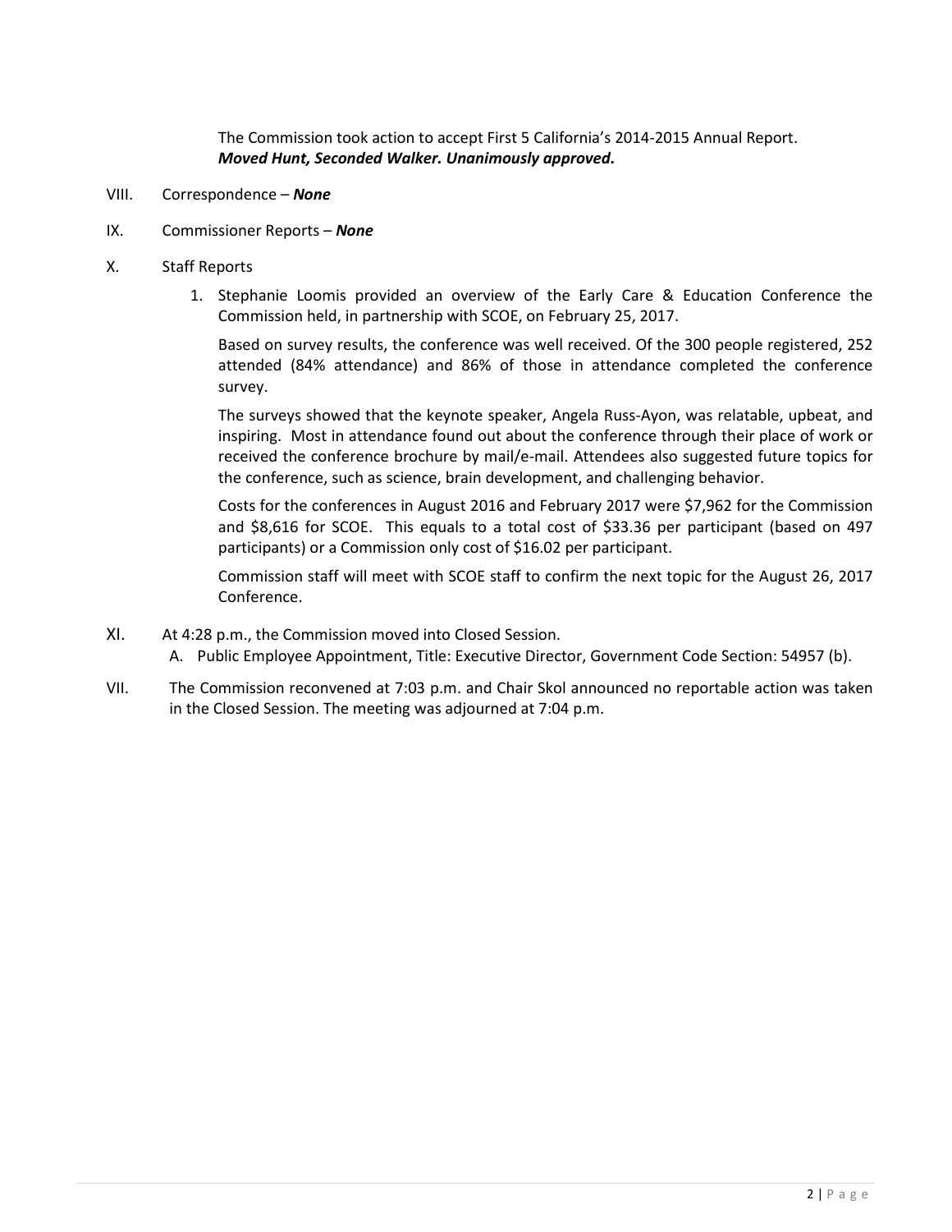The Commission took action to accept First 5 California's 2014-2015 Annual Report.
***Moved Hunt, Seconded Walker. Unanimously approved.***

VIII. Correspondence – ***None***

IX. Commissioner Reports – ***None***

X. Staff Reports

1. Stephanie Loomis provided an overview of the Early Care & Education Conference the Commission held, in partnership with SCOE, on February 25, 2017.

   Based on survey results, the conference was well received. Of the 300 people registered, 252 attended (84% attendance) and 86% of those in attendance completed the conference survey.

   The surveys showed that the keynote speaker, Angela Russ-Ayon, was relatable, upbeat, and inspiring. Most in attendance found out about the conference through their place of work or received the conference brochure by mail/e-mail. Attendees also suggested future topics for the conference, such as science, brain development, and challenging behavior.

   Costs for the conferences in August 2016 and February 2017 were $7,962 for the Commission and $8,616 for SCOE. This equals to a total cost of $33.36 per participant (based on 497 participants) or a Commission only cost of $16.02 per participant.

   Commission staff will meet with SCOE staff to confirm the next topic for the August 26, 2017 Conference.

XI. At 4:28 p.m., the Commission moved into Closed Session.
   A. Public Employee Appointment, Title: Executive Director, Government Code Section: 54957 (b).

VII. The Commission reconvened at 7:03 p.m. and Chair Skol announced no reportable action was taken in the Closed Session. The meeting was adjourned at 7:04 p.m.